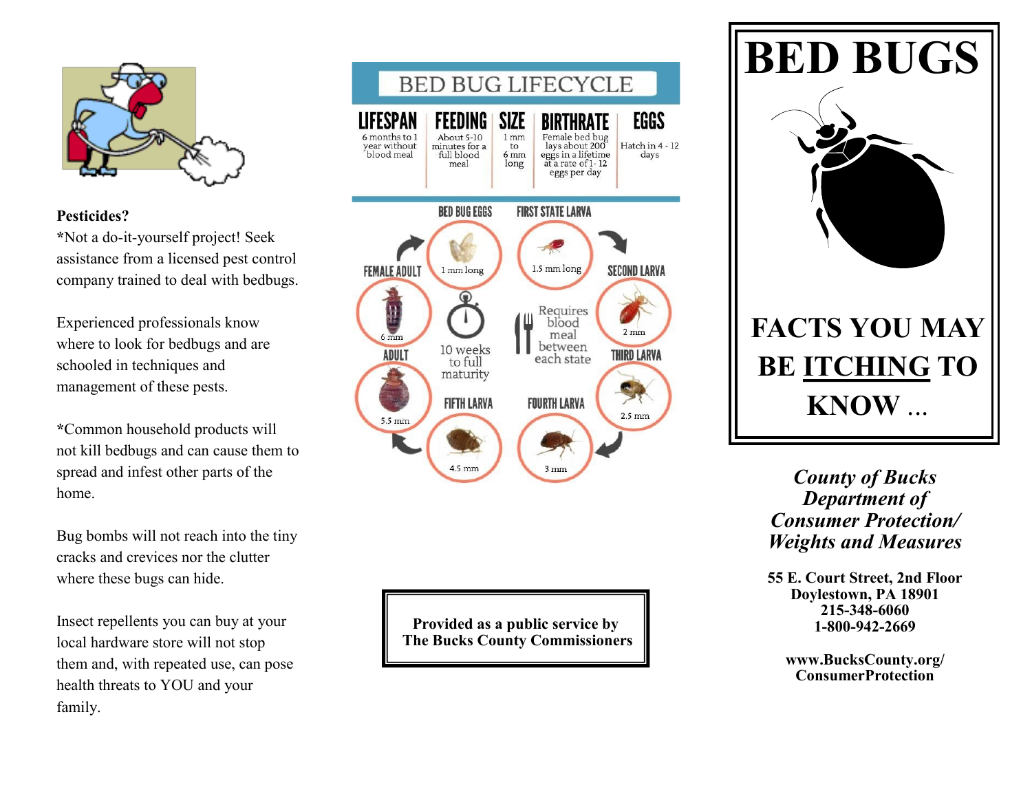**Pesticides?**

*Not a do-it-yourself project! Seek assistance from a licensed pest control company trained to deal with bedbugs.

Experienced professionals know where to look for bedbugs and are schooled in techniques and management of these pests.

*Common household products will not kill bedbugs and can cause them to spread and infest other parts of the home.

Bug bombs will not reach into the tiny cracks and crevices nor the clutter where these bugs can hide.

Insect repellents you can buy at your local hardware store will not stop them and, with repeated use, can pose health threats to YOU and your family.

## BED BUG LIFECYCLE

| LIFESPAN | FEEDING | SIZE | BIRTHRATE | EGGS |
|---|---|---|---|---|
| 6 months to 1 year without blood meal | About 5-10 minutes for a full blood meal | 1 mm to 6 mm long | Female bed bug lays about 200 eggs in a lifetime at a rate of 1-12 eggs per day | Hatch in 4 - 12 days |

- BED BUG EGGS – 1 mm long
- FIRST STATE LARVA – 1.5 mm long
- SECOND LARVA – 2 mm
- THIRD LARVA – 2.5 mm
- FOURTH LARVA – 3 mm
- FIFTH LARVA – 4.5 mm
- ADULT – 5.5 mm
- FEMALE ADULT – 6 mm

10 weeks to full maturity

Requires blood meal between each state

**Provided as a public service by**
**The Bucks County Commissioners**

# BED BUGS

# FACTS YOU MAY BE <u>ITCHING</u> TO KNOW …

***County of Bucks***
***Department of***
***Consumer Protection/***
***Weights and Measures***

**55 E. Court Street, 2nd Floor**
**Doylestown, PA 18901**
**215-348-6060**
**1-800-942-2669**

**www.BucksCounty.org/**
**ConsumerProtection**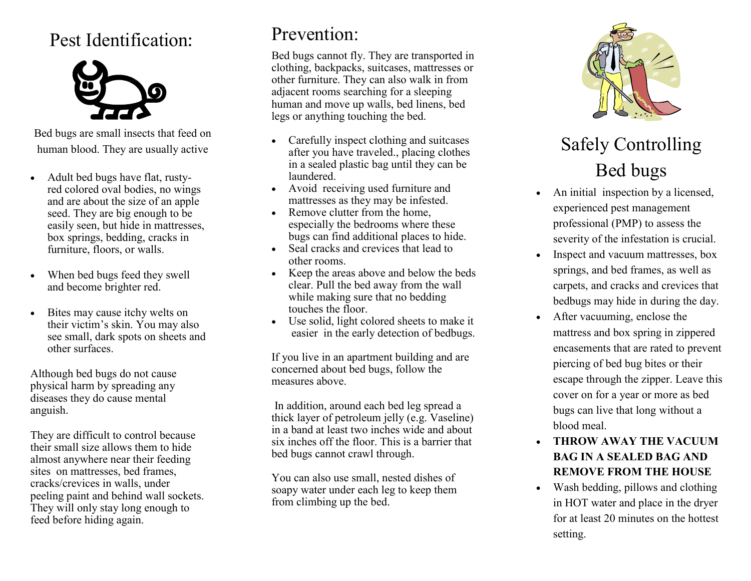## Pest Identification:

Bed bugs are small insects that feed on human blood. They are usually active

- Adult bed bugs have flat, rusty-red colored oval bodies, no wings and are about the size of an apple seed. They are big enough to be easily seen, but hide in mattresses, box springs, bedding, cracks in furniture, floors, or walls.
- When bed bugs feed they swell and become brighter red.
- Bites may cause itchy welts on their victim's skin. You may also see small, dark spots on sheets and other surfaces.

Although bed bugs do not cause physical harm by spreading any diseases they do cause mental anguish.

They are difficult to control because their small size allows them to hide almost anywhere near their feeding sites on mattresses, bed frames, cracks/crevices in walls, under peeling paint and behind wall sockets. They will only stay long enough to feed before hiding again.

## Prevention:

Bed bugs cannot fly. They are transported in clothing, backpacks, suitcases, mattresses or other furniture. They can also walk in from adjacent rooms searching for a sleeping human and move up walls, bed linens, bed legs or anything touching the bed.

- Carefully inspect clothing and suitcases after you have traveled., placing clothes in a sealed plastic bag until they can be laundered.
- Avoid receiving used furniture and mattresses as they may be infested.
- Remove clutter from the home, especially the bedrooms where these bugs can find additional places to hide.
- Seal cracks and crevices that lead to other rooms.
- Keep the areas above and below the beds clear. Pull the bed away from the wall while making sure that no bedding touches the floor.
- Use solid, light colored sheets to make it easier in the early detection of bedbugs.

If you live in an apartment building and are concerned about bed bugs, follow the measures above.

In addition, around each bed leg spread a thick layer of petroleum jelly (e.g. Vaseline) in a band at least two inches wide and about six inches off the floor. This is a barrier that bed bugs cannot crawl through.

You can also use small, nested dishes of soapy water under each leg to keep them from climbing up the bed.

# Safely Controlling Bed bugs

- An initial inspection by a licensed, experienced pest management professional (PMP) to assess the severity of the infestation is crucial.
- Inspect and vacuum mattresses, box springs, and bed frames, as well as carpets, and cracks and crevices that bedbugs may hide in during the day.
- After vacuuming, enclose the mattress and box spring in zippered encasements that are rated to prevent piercing of bed bug bites or their escape through the zipper. Leave this cover on for a year or more as bed bugs can live that long without a blood meal.
- **THROW AWAY THE VACUUM BAG IN A SEALED BAG AND REMOVE FROM THE HOUSE**
- Wash bedding, pillows and clothing in HOT water and place in the dryer for at least 20 minutes on the hottest setting.